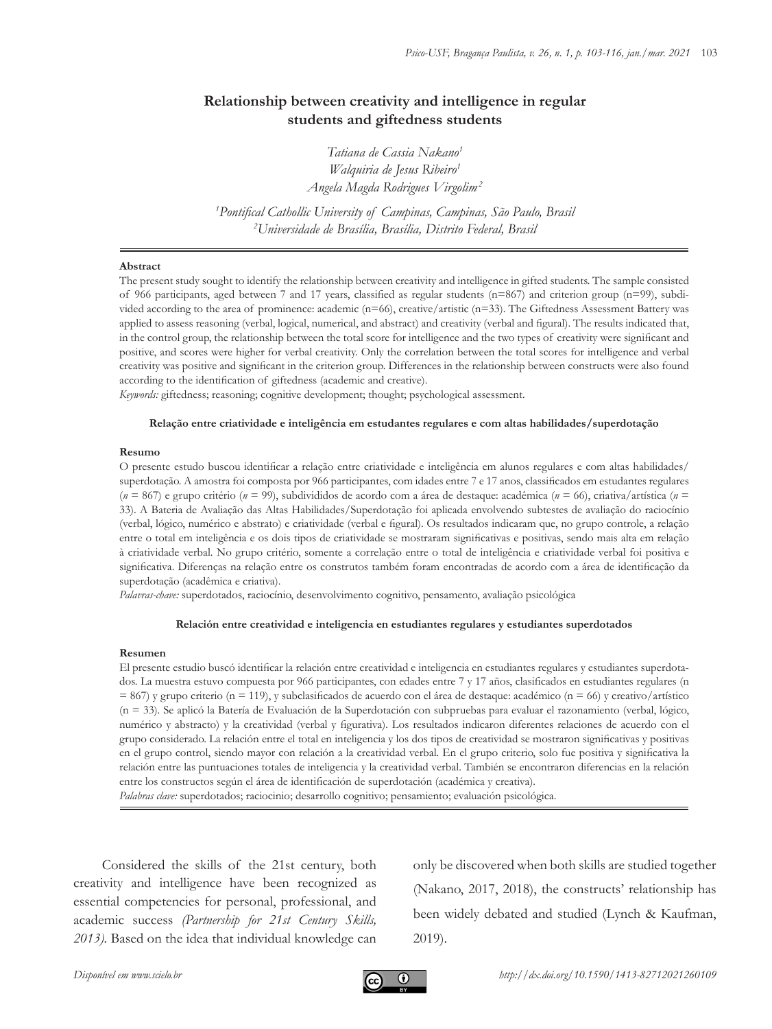# Relationship between creativity and intelligence in regular students and giftedness students

*Tatiana de Cassia Nakano*[1]
*Walquiria de Jesus Ribeiro*[1]
*Angela Magda Rodrigues Virgolim*[2]

[1]*Pontifical Cathollic University of Campinas, Campinas, São Paulo, Brasil*
[2]*Universidade de Brasília, Brasília, Distrito Federal, Brasil*

---

#### Abstract

The present study sought to identify the relationship between creativity and intelligence in gifted students. The sample consisted of 966 participants, aged between 7 and 17 years, classified as regular students (n=867) and criterion group (n=99), subdivided according to the area of prominence: academic (n=66), creative/artistic (n=33). The Giftedness Assessment Battery was applied to assess reasoning (verbal, logical, numerical, and abstract) and creativity (verbal and figural). The results indicated that, in the control group, the relationship between the total score for intelligence and the two types of creativity were significant and positive, and scores were higher for verbal creativity. Only the correlation between the total scores for intelligence and verbal creativity was positive and significant in the criterion group. Differences in the relationship between constructs were also found according to the identification of giftedness (academic and creative).

*Keywords:* giftedness; reasoning; cognitive development; thought; psychological assessment.

#### Relação entre criatividade e inteligência em estudantes regulares e com altas habilidades/superdotação

#### Resumo

O presente estudo buscou identificar a relação entre criatividade e inteligência em alunos regulares e com altas habilidades/superdotação. A amostra foi composta por 966 participantes, com idades entre 7 e 17 anos, classificados em estudantes regulares (*n* = 867) e grupo critério (*n* = 99), subdivididos de acordo com a área de destaque: acadêmica (*n* = 66), criativa/artística (*n* = 33). A Bateria de Avaliação das Altas Habilidades/Superdotação foi aplicada envolvendo subtestes de avaliação do raciocínio (verbal, lógico, numérico e abstrato) e criatividade (verbal e figural). Os resultados indicaram que, no grupo controle, a relação entre o total em inteligência e os dois tipos de criatividade se mostraram significativas e positivas, sendo mais alta em relação à criatividade verbal. No grupo critério, somente a correlação entre o total de inteligência e criatividade verbal foi positiva e significativa. Diferenças na relação entre os construtos também foram encontradas de acordo com a área de identificação da superdotação (acadêmica e criativa).

*Palavras-chave:* superdotados, raciocínio, desenvolvimento cognitivo, pensamento, avaliação psicológica

#### Relación entre creatividad e inteligencia en estudiantes regulares y estudiantes superdotados

#### Resumen

El presente estudio buscó identificar la relación entre creatividad e inteligencia en estudiantes regulares y estudiantes superdotados. La muestra estuvo compuesta por 966 participantes, con edades entre 7 y 17 años, clasificados en estudiantes regulares (n = 867) y grupo criterio (n = 119), y subclasificados de acuerdo con el área de destaque: académico (n = 66) y creativo/artístico (n = 33). Se aplicó la Batería de Evaluación de la Superdotación con subpruebas para evaluar el razonamiento (verbal, lógico, numérico y abstracto) y la creatividad (verbal y figurativa). Los resultados indicaron diferentes relaciones de acuerdo con el grupo considerado. La relación entre el total en inteligencia y los dos tipos de creatividad se mostraron significativas y positivas en el grupo control, siendo mayor con relación a la creatividad verbal. En el grupo criterio, solo fue positiva y significativa la relación entre las puntuaciones totales de inteligencia y la creatividad verbal. También se encontraron diferencias en la relación entre los constructos según el área de identificación de superdotación (académica y creativa).

*Palabras clave:* superdotados; raciocinio; desarrollo cognitivo; pensamiento; evaluación psicológica.

---

Considered the skills of the 21st century, both creativity and intelligence have been recognized as essential competencies for personal, professional, and academic success *(Partnership for 21st Century Skills, 2013).* Based on the idea that individual knowledge can only be discovered when both skills are studied together (Nakano, 2017, 2018), the constructs' relationship has been widely debated and studied (Lynch & Kaufman, 2019).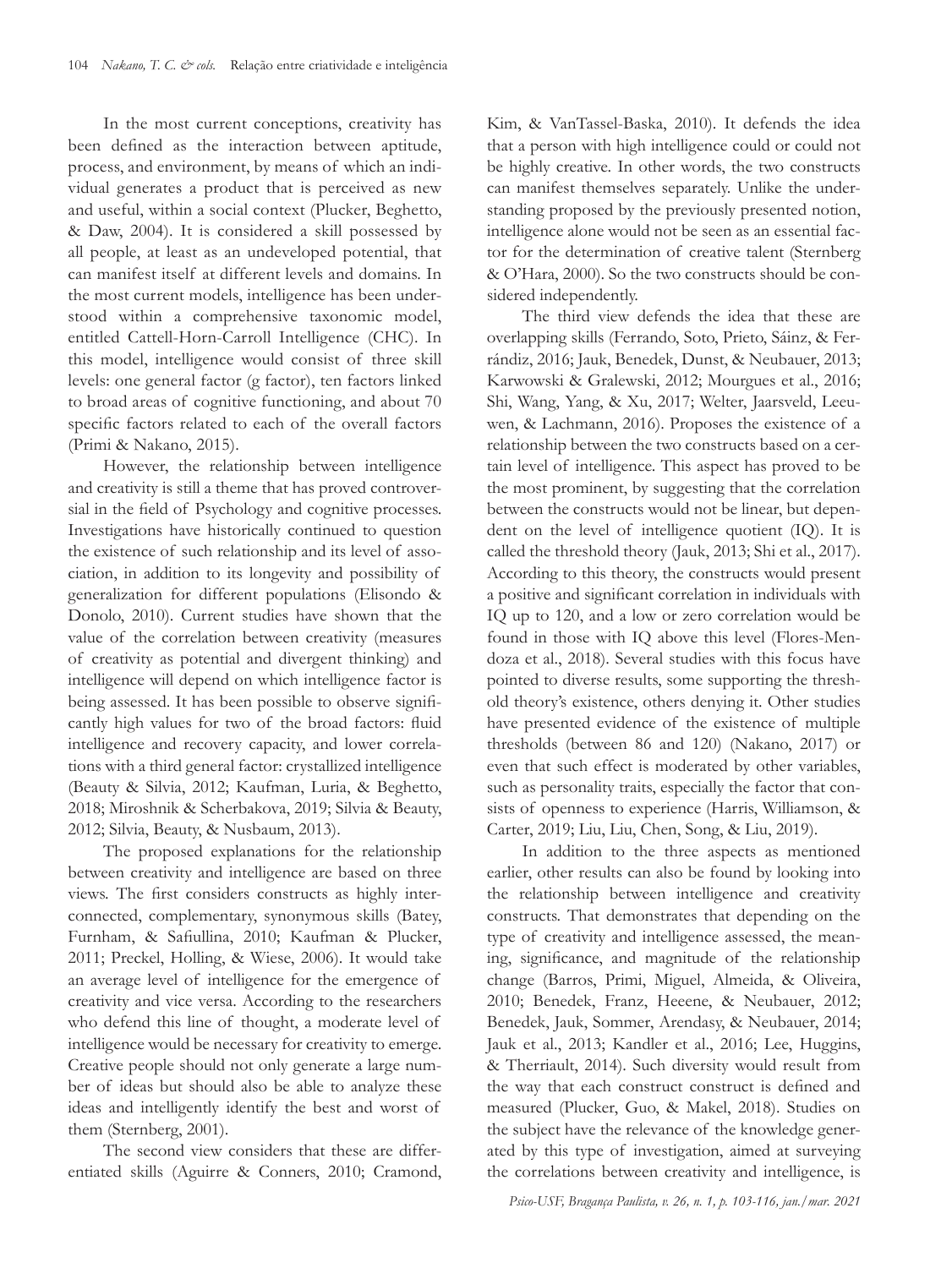In the most current conceptions, creativity has been defined as the interaction between aptitude, process, and environment, by means of which an individual generates a product that is perceived as new and useful, within a social context (Plucker, Beghetto, & Daw, 2004). It is considered a skill possessed by all people, at least as an undeveloped potential, that can manifest itself at different levels and domains. In the most current models, intelligence has been understood within a comprehensive taxonomic model, entitled Cattell-Horn-Carroll Intelligence (CHC). In this model, intelligence would consist of three skill levels: one general factor (g factor), ten factors linked to broad areas of cognitive functioning, and about 70 specific factors related to each of the overall factors (Primi & Nakano, 2015).

However, the relationship between intelligence and creativity is still a theme that has proved controversial in the field of Psychology and cognitive processes. Investigations have historically continued to question the existence of such relationship and its level of association, in addition to its longevity and possibility of generalization for different populations (Elisondo & Donolo, 2010). Current studies have shown that the value of the correlation between creativity (measures of creativity as potential and divergent thinking) and intelligence will depend on which intelligence factor is being assessed. It has been possible to observe significantly high values for two of the broad factors: fluid intelligence and recovery capacity, and lower correlations with a third general factor: crystallized intelligence (Beauty & Silvia, 2012; Kaufman, Luria, & Beghetto, 2018; Miroshnik & Scherbakova, 2019; Silvia & Beauty, 2012; Silvia, Beauty, & Nusbaum, 2013).

The proposed explanations for the relationship between creativity and intelligence are based on three views. The first considers constructs as highly interconnected, complementary, synonymous skills (Batey, Furnham, & Safiullina, 2010; Kaufman & Plucker, 2011; Preckel, Holling, & Wiese, 2006). It would take an average level of intelligence for the emergence of creativity and vice versa. According to the researchers who defend this line of thought, a moderate level of intelligence would be necessary for creativity to emerge. Creative people should not only generate a large number of ideas but should also be able to analyze these ideas and intelligently identify the best and worst of them (Sternberg, 2001).

The second view considers that these are differentiated skills (Aguirre & Conners, 2010; Cramond, Kim, & VanTassel-Baska, 2010). It defends the idea that a person with high intelligence could or could not be highly creative. In other words, the two constructs can manifest themselves separately. Unlike the understanding proposed by the previously presented notion, intelligence alone would not be seen as an essential factor for the determination of creative talent (Sternberg & O'Hara, 2000). So the two constructs should be considered independently.

The third view defends the idea that these are overlapping skills (Ferrando, Soto, Prieto, Sáinz, & Ferrándiz, 2016; Jauk, Benedek, Dunst, & Neubauer, 2013; Karwowski & Gralewski, 2012; Mourgues et al., 2016; Shi, Wang, Yang, & Xu, 2017; Welter, Jaarsveld, Leeuwen, & Lachmann, 2016). Proposes the existence of a relationship between the two constructs based on a certain level of intelligence. This aspect has proved to be the most prominent, by suggesting that the correlation between the constructs would not be linear, but dependent on the level of intelligence quotient (IQ). It is called the threshold theory (Jauk, 2013; Shi et al., 2017). According to this theory, the constructs would present a positive and significant correlation in individuals with IQ up to 120, and a low or zero correlation would be found in those with IQ above this level (Flores-Mendoza et al., 2018). Several studies with this focus have pointed to diverse results, some supporting the threshold theory's existence, others denying it. Other studies have presented evidence of the existence of multiple thresholds (between 86 and 120) (Nakano, 2017) or even that such effect is moderated by other variables, such as personality traits, especially the factor that consists of openness to experience (Harris, Williamson, & Carter, 2019; Liu, Liu, Chen, Song, & Liu, 2019).

In addition to the three aspects as mentioned earlier, other results can also be found by looking into the relationship between intelligence and creativity constructs. That demonstrates that depending on the type of creativity and intelligence assessed, the meaning, significance, and magnitude of the relationship change (Barros, Primi, Miguel, Almeida, & Oliveira, 2010; Benedek, Franz, Heeene, & Neubauer, 2012; Benedek, Jauk, Sommer, Arendasy, & Neubauer, 2014; Jauk et al., 2013; Kandler et al., 2016; Lee, Huggins, & Therriault, 2014). Such diversity would result from the way that each construct construct is defined and measured (Plucker, Guo, & Makel, 2018). Studies on the subject have the relevance of the knowledge generated by this type of investigation, aimed at surveying the correlations between creativity and intelligence, is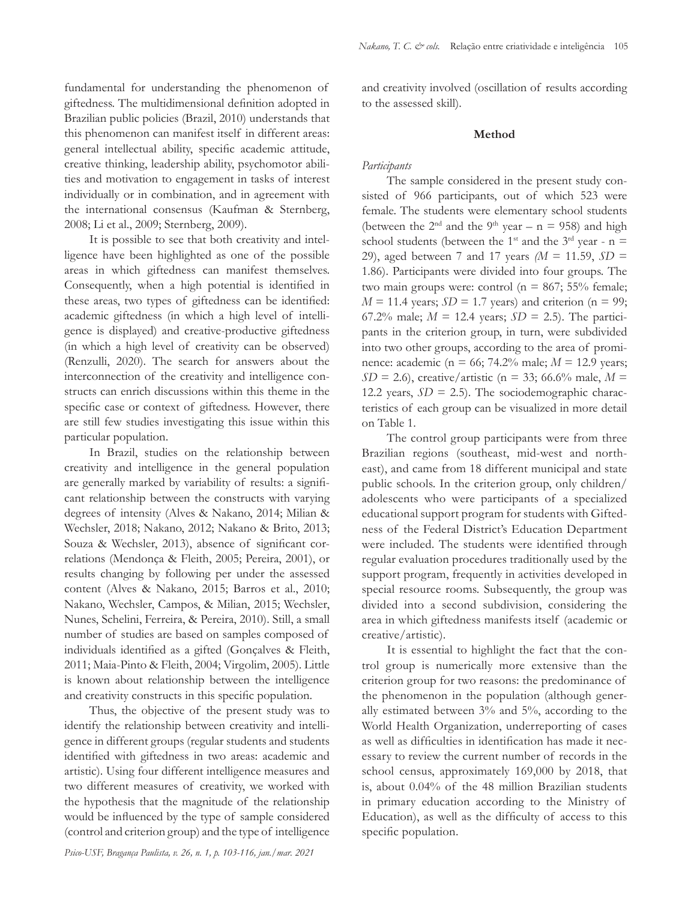fundamental for understanding the phenomenon of giftedness. The multidimensional definition adopted in Brazilian public policies (Brazil, 2010) understands that this phenomenon can manifest itself in different areas: general intellectual ability, specific academic attitude, creative thinking, leadership ability, psychomotor abilities and motivation to engagement in tasks of interest individually or in combination, and in agreement with the international consensus (Kaufman & Sternberg, 2008; Li et al., 2009; Sternberg, 2009).

It is possible to see that both creativity and intelligence have been highlighted as one of the possible areas in which giftedness can manifest themselves. Consequently, when a high potential is identified in these areas, two types of giftedness can be identified: academic giftedness (in which a high level of intelligence is displayed) and creative-productive giftedness (in which a high level of creativity can be observed) (Renzulli, 2020). The search for answers about the interconnection of the creativity and intelligence constructs can enrich discussions within this theme in the specific case or context of giftedness. However, there are still few studies investigating this issue within this particular population.

In Brazil, studies on the relationship between creativity and intelligence in the general population are generally marked by variability of results: a significant relationship between the constructs with varying degrees of intensity (Alves & Nakano, 2014; Milian & Wechsler, 2018; Nakano, 2012; Nakano & Brito, 2013; Souza & Wechsler, 2013), absence of significant correlations (Mendonça & Fleith, 2005; Pereira, 2001), or results changing by following per under the assessed content (Alves & Nakano, 2015; Barros et al., 2010; Nakano, Wechsler, Campos, & Milian, 2015; Wechsler, Nunes, Schelini, Ferreira, & Pereira, 2010). Still, a small number of studies are based on samples composed of individuals identified as a gifted (Gonçalves & Fleith, 2011; Maia-Pinto & Fleith, 2004; Virgolim, 2005). Little is known about relationship between the intelligence and creativity constructs in this specific population.

Thus, the objective of the present study was to identify the relationship between creativity and intelligence in different groups (regular students and students identified with giftedness in two areas: academic and artistic). Using four different intelligence measures and two different measures of creativity, we worked with the hypothesis that the magnitude of the relationship would be influenced by the type of sample considered (control and criterion group) and the type of intelligence and creativity involved (oscillation of results according to the assessed skill).

## Method

*Participants*

The sample considered in the present study consisted of 966 participants, out of which 523 were female. The students were elementary school students (between the 2nd and the 9th year – n = 958) and high school students (between the 1st and the 3rd year - n = 29), aged between 7 and 17 years ($M$ = 11.59, $SD$ = 1.86). Participants were divided into four groups. The two main groups were: control (n = 867; 55% female; $M$ = 11.4 years; $SD$ = 1.7 years) and criterion (n = 99; 67.2% male; $M$ = 12.4 years; $SD$ = 2.5). The participants in the criterion group, in turn, were subdivided into two other groups, according to the area of prominence: academic (n = 66; 74.2% male; $M$ = 12.9 years; $SD$ = 2.6), creative/artistic (n = 33; 66.6% male, $M$ = 12.2 years, $SD$ = 2.5). The sociodemographic characteristics of each group can be visualized in more detail on Table 1.

The control group participants were from three Brazilian regions (southeast, mid-west and northeast), and came from 18 different municipal and state public schools. In the criterion group, only children/adolescents who were participants of a specialized educational support program for students with Giftedness of the Federal District's Education Department were included. The students were identified through regular evaluation procedures traditionally used by the support program, frequently in activities developed in special resource rooms. Subsequently, the group was divided into a second subdivision, considering the area in which giftedness manifests itself (academic or creative/artistic).

It is essential to highlight the fact that the control group is numerically more extensive than the criterion group for two reasons: the predominance of the phenomenon in the population (although generally estimated between 3% and 5%, according to the World Health Organization, underreporting of cases as well as difficulties in identification has made it necessary to review the current number of records in the school census, approximately 169,000 by 2018, that is, about 0.04% of the 48 million Brazilian students in primary education according to the Ministry of Education), as well as the difficulty of access to this specific population.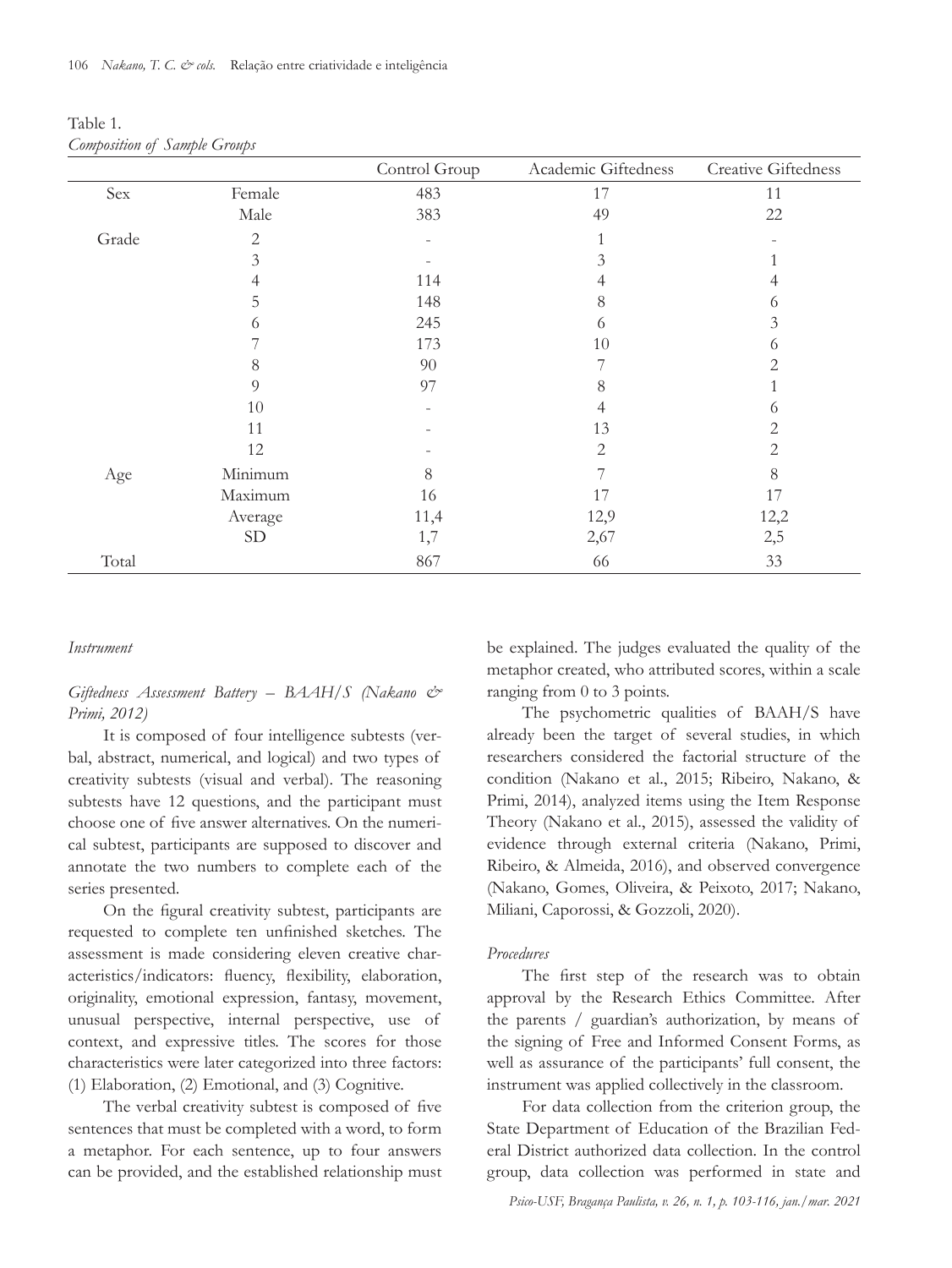Table 1.
*Composition of Sample Groups*

| | | Control Group | Academic Giftedness | Creative Giftedness |
|---|---|---|---|---|
| Sex | Female | 483 | 17 | 11 |
| | Male | 383 | 49 | 22 |
| Grade | 2 | - | 1 | - |
| | 3 | - | 3 | 1 |
| | 4 | 114 | 4 | 4 |
| | 5 | 148 | 8 | 6 |
| | 6 | 245 | 6 | 3 |
| | 7 | 173 | 10 | 6 |
| | 8 | 90 | 7 | 2 |
| | 9 | 97 | 8 | 1 |
| | 10 | - | 4 | 6 |
| | 11 | - | 13 | 2 |
| | 12 | - | 2 | 2 |
| Age | Minimum | 8 | 7 | 8 |
| | Maximum | 16 | 17 | 17 |
| | Average | 11,4 | 12,9 | 12,2 |
| | SD | 1,7 | 2,67 | 2,5 |
| Total | | 867 | 66 | 33 |

*Instrument*

*Giftedness Assessment Battery – BAAH/S (Nakano & Primi, 2012)*

It is composed of four intelligence subtests (verbal, abstract, numerical, and logical) and two types of creativity subtests (visual and verbal). The reasoning subtests have 12 questions, and the participant must choose one of five answer alternatives. On the numerical subtest, participants are supposed to discover and annotate the two numbers to complete each of the series presented.

On the figural creativity subtest, participants are requested to complete ten unfinished sketches. The assessment is made considering eleven creative characteristics/indicators: fluency, flexibility, elaboration, originality, emotional expression, fantasy, movement, unusual perspective, internal perspective, use of context, and expressive titles. The scores for those characteristics were later categorized into three factors: (1) Elaboration, (2) Emotional, and (3) Cognitive.

The verbal creativity subtest is composed of five sentences that must be completed with a word, to form a metaphor. For each sentence, up to four answers can be provided, and the established relationship must be explained. The judges evaluated the quality of the metaphor created, who attributed scores, within a scale ranging from 0 to 3 points.

The psychometric qualities of BAAH/S have already been the target of several studies, in which researchers considered the factorial structure of the condition (Nakano et al., 2015; Ribeiro, Nakano, & Primi, 2014), analyzed items using the Item Response Theory (Nakano et al., 2015), assessed the validity of evidence through external criteria (Nakano, Primi, Ribeiro, & Almeida, 2016), and observed convergence (Nakano, Gomes, Oliveira, & Peixoto, 2017; Nakano, Miliani, Caporossi, & Gozzoli, 2020).

*Procedures*

The first step of the research was to obtain approval by the Research Ethics Committee. After the parents / guardian's authorization, by means of the signing of Free and Informed Consent Forms, as well as assurance of the participants' full consent, the instrument was applied collectively in the classroom.

For data collection from the criterion group, the State Department of Education of the Brazilian Federal District authorized data collection. In the control group, data collection was performed in state and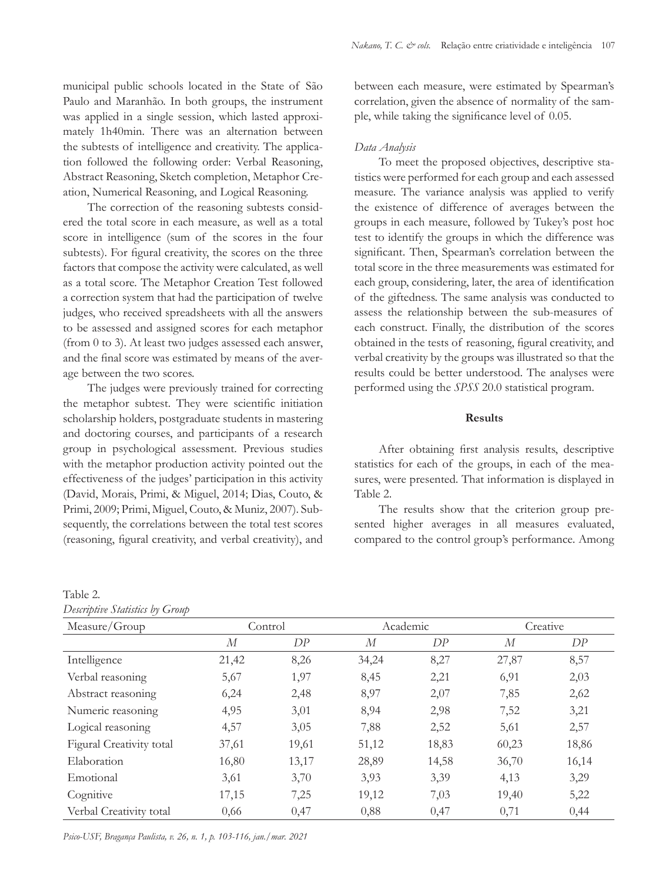municipal public schools located in the State of São Paulo and Maranhão. In both groups, the instrument was applied in a single session, which lasted approximately 1h40min. There was an alternation between the subtests of intelligence and creativity. The application followed the following order: Verbal Reasoning, Abstract Reasoning, Sketch completion, Metaphor Creation, Numerical Reasoning, and Logical Reasoning.

The correction of the reasoning subtests considered the total score in each measure, as well as a total score in intelligence (sum of the scores in the four subtests). For figural creativity, the scores on the three factors that compose the activity were calculated, as well as a total score. The Metaphor Creation Test followed a correction system that had the participation of twelve judges, who received spreadsheets with all the answers to be assessed and assigned scores for each metaphor (from 0 to 3). At least two judges assessed each answer, and the final score was estimated by means of the average between the two scores.

The judges were previously trained for correcting the metaphor subtest. They were scientific initiation scholarship holders, postgraduate students in mastering and doctoring courses, and participants of a research group in psychological assessment. Previous studies with the metaphor production activity pointed out the effectiveness of the judges' participation in this activity (David, Morais, Primi, & Miguel, 2014; Dias, Couto, & Primi, 2009; Primi, Miguel, Couto, & Muniz, 2007). Subsequently, the correlations between the total test scores (reasoning, figural creativity, and verbal creativity), and between each measure, were estimated by Spearman's correlation, given the absence of normality of the sample, while taking the significance level of 0.05.

*Data Analysis*

To meet the proposed objectives, descriptive statistics were performed for each group and each assessed measure. The variance analysis was applied to verify the existence of difference of averages between the groups in each measure, followed by Tukey's post hoc test to identify the groups in which the difference was significant. Then, Spearman's correlation between the total score in the three measurements was estimated for each group, considering, later, the area of identification of the giftedness. The same analysis was conducted to assess the relationship between the sub-measures of each construct. Finally, the distribution of the scores obtained in the tests of reasoning, figural creativity, and verbal creativity by the groups was illustrated so that the results could be better understood. The analyses were performed using the *SPSS* 20.0 statistical program.

## Results

After obtaining first analysis results, descriptive statistics for each of the groups, in each of the measures, were presented. That information is displayed in Table 2.

The results show that the criterion group presented higher averages in all measures evaluated, compared to the control group's performance. Among

Table 2.
*Descriptive Statistics by Group*

| Measure/Group | Control | | Academic | | Creative | |
|---|---|---|---|---|---|---|
| | *M* | *DP* | *M* | *DP* | *M* | *DP* |
| Intelligence | 21,42 | 8,26 | 34,24 | 8,27 | 27,87 | 8,57 |
| Verbal reasoning | 5,67 | 1,97 | 8,45 | 2,21 | 6,91 | 2,03 |
| Abstract reasoning | 6,24 | 2,48 | 8,97 | 2,07 | 7,85 | 2,62 |
| Numeric reasoning | 4,95 | 3,01 | 8,94 | 2,98 | 7,52 | 3,21 |
| Logical reasoning | 4,57 | 3,05 | 7,88 | 2,52 | 5,61 | 2,57 |
| Figural Creativity total | 37,61 | 19,61 | 51,12 | 18,83 | 60,23 | 18,86 |
| Elaboration | 16,80 | 13,17 | 28,89 | 14,58 | 36,70 | 16,14 |
| Emotional | 3,61 | 3,70 | 3,93 | 3,39 | 4,13 | 3,29 |
| Cognitive | 17,15 | 7,25 | 19,12 | 7,03 | 19,40 | 5,22 |
| Verbal Creativity total | 0,66 | 0,47 | 0,88 | 0,47 | 0,71 | 0,44 |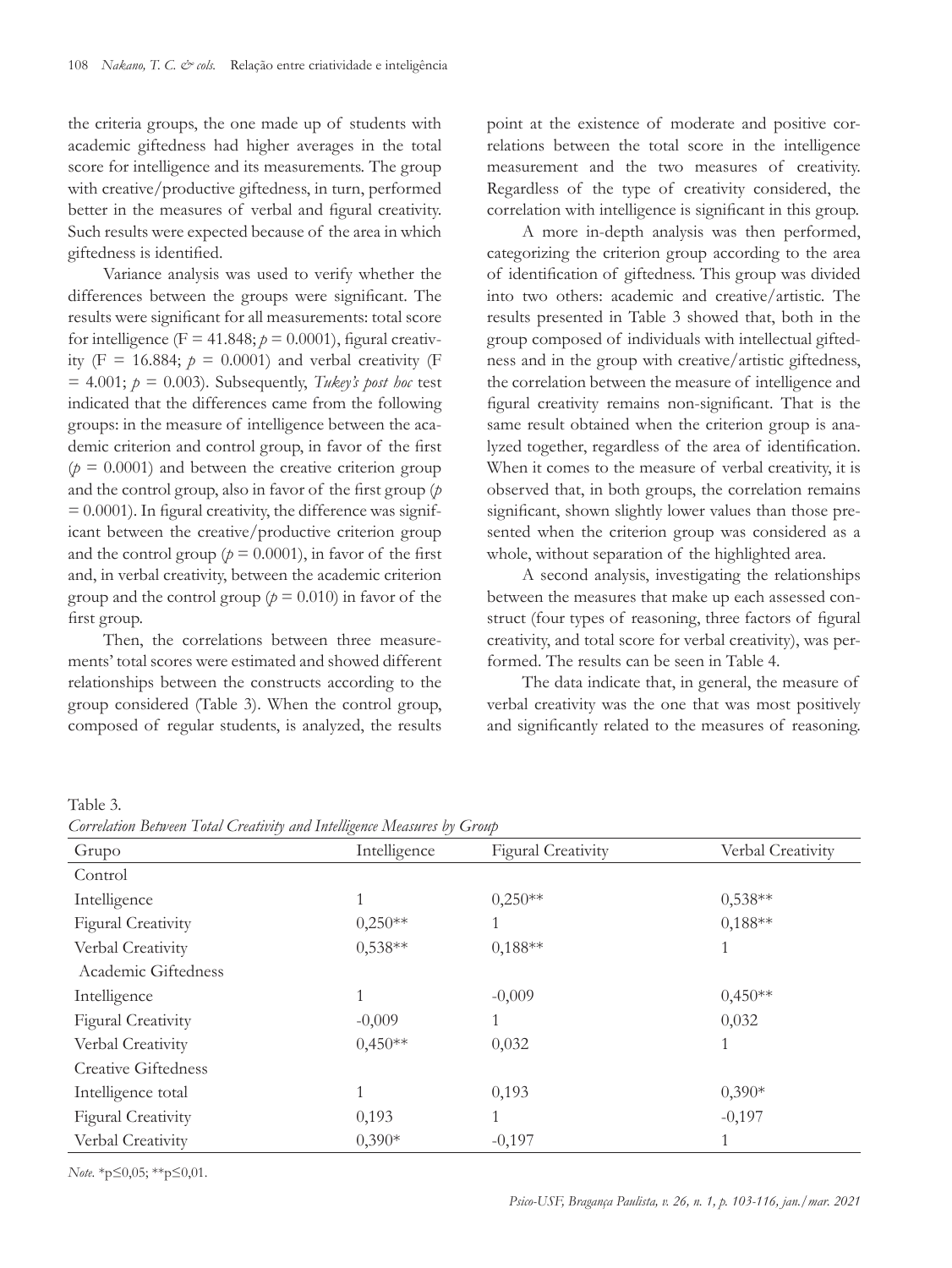the criteria groups, the one made up of students with academic giftedness had higher averages in the total score for intelligence and its measurements. The group with creative/productive giftedness, in turn, performed better in the measures of verbal and figural creativity. Such results were expected because of the area in which giftedness is identified.

Variance analysis was used to verify whether the differences between the groups were significant. The results were significant for all measurements: total score for intelligence ($F = 41.848$; $p = 0.0001$), figural creativity ($F = 16.884$; $p = 0.0001$) and verbal creativity ($F = 4.001$; $p = 0.003$). Subsequently, *Tukey's post hoc* test indicated that the differences came from the following groups: in the measure of intelligence between the academic criterion and control group, in favor of the first ($p = 0.0001$) and between the creative criterion group and the control group, also in favor of the first group ($p = 0.0001$). In figural creativity, the difference was significant between the creative/productive criterion group and the control group ($p = 0.0001$), in favor of the first and, in verbal creativity, between the academic criterion group and the control group ($p = 0.010$) in favor of the first group.

Then, the correlations between three measurements' total scores were estimated and showed different relationships between the constructs according to the group considered (Table 3). When the control group, composed of regular students, is analyzed, the results point at the existence of moderate and positive correlations between the total score in the intelligence measurement and the two measures of creativity. Regardless of the type of creativity considered, the correlation with intelligence is significant in this group.

A more in-depth analysis was then performed, categorizing the criterion group according to the area of identification of giftedness. This group was divided into two others: academic and creative/artistic. The results presented in Table 3 showed that, both in the group composed of individuals with intellectual giftedness and in the group with creative/artistic giftedness, the correlation between the measure of intelligence and figural creativity remains non-significant. That is the same result obtained when the criterion group is analyzed together, regardless of the area of identification. When it comes to the measure of verbal creativity, it is observed that, in both groups, the correlation remains significant, shown slightly lower values than those presented when the criterion group was considered as a whole, without separation of the highlighted area.

A second analysis, investigating the relationships between the measures that make up each assessed construct (four types of reasoning, three factors of figural creativity, and total score for verbal creativity), was performed. The results can be seen in Table 4.

The data indicate that, in general, the measure of verbal creativity was the one that was most positively and significantly related to the measures of reasoning.

Table 3.
*Correlation Between Total Creativity and Intelligence Measures by Group*

| Grupo | Intelligence | Figural Creativity | Verbal Creativity |
|---|---|---|---|
| Control | | | |
| Intelligence | 1 | 0,250** | 0,538** |
| Figural Creativity | 0,250** | 1 | 0,188** |
| Verbal Creativity | 0,538** | 0,188** | 1 |
| Academic Giftedness | | | |
| Intelligence | 1 | -0,009 | 0,450** |
| Figural Creativity | -0,009 | 1 | 0,032 |
| Verbal Creativity | 0,450** | 0,032 | 1 |
| Creative Giftedness | | | |
| Intelligence total | 1 | 0,193 | 0,390* |
| Figural Creativity | 0,193 | 1 | -0,197 |
| Verbal Creativity | 0,390* | -0,197 | 1 |

*Note.* *p≤0,05; **p≤0,01.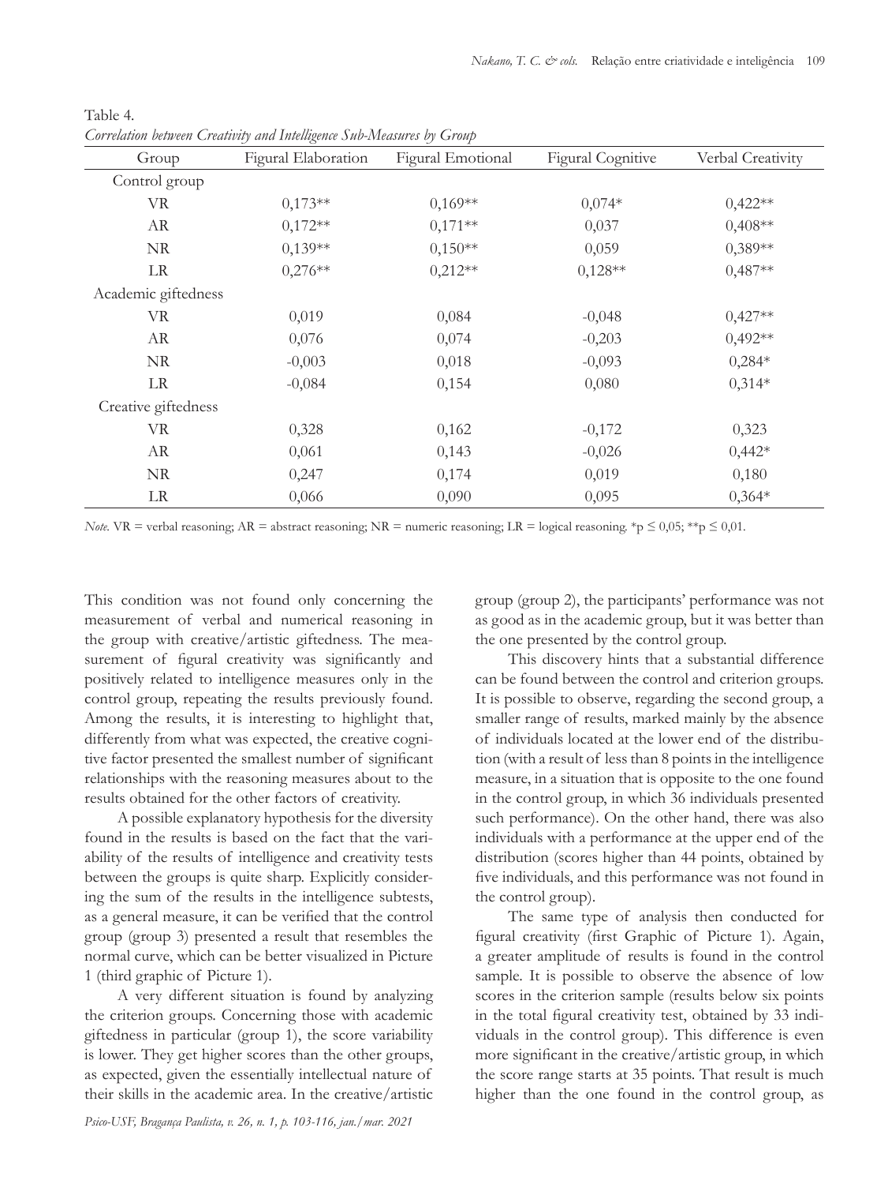Table 4.
*Correlation between Creativity and Intelligence Sub-Measures by Group*

| Group | Figural Elaboration | Figural Emotional | Figural Cognitive | Verbal Creativity |
|---|---|---|---|---|
| Control group | | | | |
| VR | 0,173** | 0,169** | 0,074* | 0,422** |
| AR | 0,172** | 0,171** | 0,037 | 0,408** |
| NR | 0,139** | 0,150** | 0,059 | 0,389** |
| LR | 0,276** | 0,212** | 0,128** | 0,487** |
| Academic giftedness | | | | |
| VR | 0,019 | 0,084 | -0,048 | 0,427** |
| AR | 0,076 | 0,074 | -0,203 | 0,492** |
| NR | -0,003 | 0,018 | -0,093 | 0,284* |
| LR | -0,084 | 0,154 | 0,080 | 0,314* |
| Creative giftedness | | | | |
| VR | 0,328 | 0,162 | -0,172 | 0,323 |
| AR | 0,061 | 0,143 | -0,026 | 0,442* |
| NR | 0,247 | 0,174 | 0,019 | 0,180 |
| LR | 0,066 | 0,090 | 0,095 | 0,364* |

*Note.* VR = verbal reasoning; AR = abstract reasoning; NR = numeric reasoning; LR = logical reasoning. *p ≤ 0,05; **p ≤ 0,01.

This condition was not found only concerning the measurement of verbal and numerical reasoning in the group with creative/artistic giftedness. The measurement of figural creativity was significantly and positively related to intelligence measures only in the control group, repeating the results previously found. Among the results, it is interesting to highlight that, differently from what was expected, the creative cognitive factor presented the smallest number of significant relationships with the reasoning measures about to the results obtained for the other factors of creativity.

A possible explanatory hypothesis for the diversity found in the results is based on the fact that the variability of the results of intelligence and creativity tests between the groups is quite sharp. Explicitly considering the sum of the results in the intelligence subtests, as a general measure, it can be verified that the control group (group 3) presented a result that resembles the normal curve, which can be better visualized in Picture 1 (third graphic of Picture 1).

A very different situation is found by analyzing the criterion groups. Concerning those with academic giftedness in particular (group 1), the score variability is lower. They get higher scores than the other groups, as expected, given the essentially intellectual nature of their skills in the academic area. In the creative/artistic group (group 2), the participants' performance was not as good as in the academic group, but it was better than the one presented by the control group.

This discovery hints that a substantial difference can be found between the control and criterion groups. It is possible to observe, regarding the second group, a smaller range of results, marked mainly by the absence of individuals located at the lower end of the distribution (with a result of less than 8 points in the intelligence measure, in a situation that is opposite to the one found in the control group, in which 36 individuals presented such performance). On the other hand, there was also individuals with a performance at the upper end of the distribution (scores higher than 44 points, obtained by five individuals, and this performance was not found in the control group).

The same type of analysis then conducted for figural creativity (first Graphic of Picture 1). Again, a greater amplitude of results is found in the control sample. It is possible to observe the absence of low scores in the criterion sample (results below six points in the total figural creativity test, obtained by 33 individuals in the control group). This difference is even more significant in the creative/artistic group, in which the score range starts at 35 points. That result is much higher than the one found in the control group, as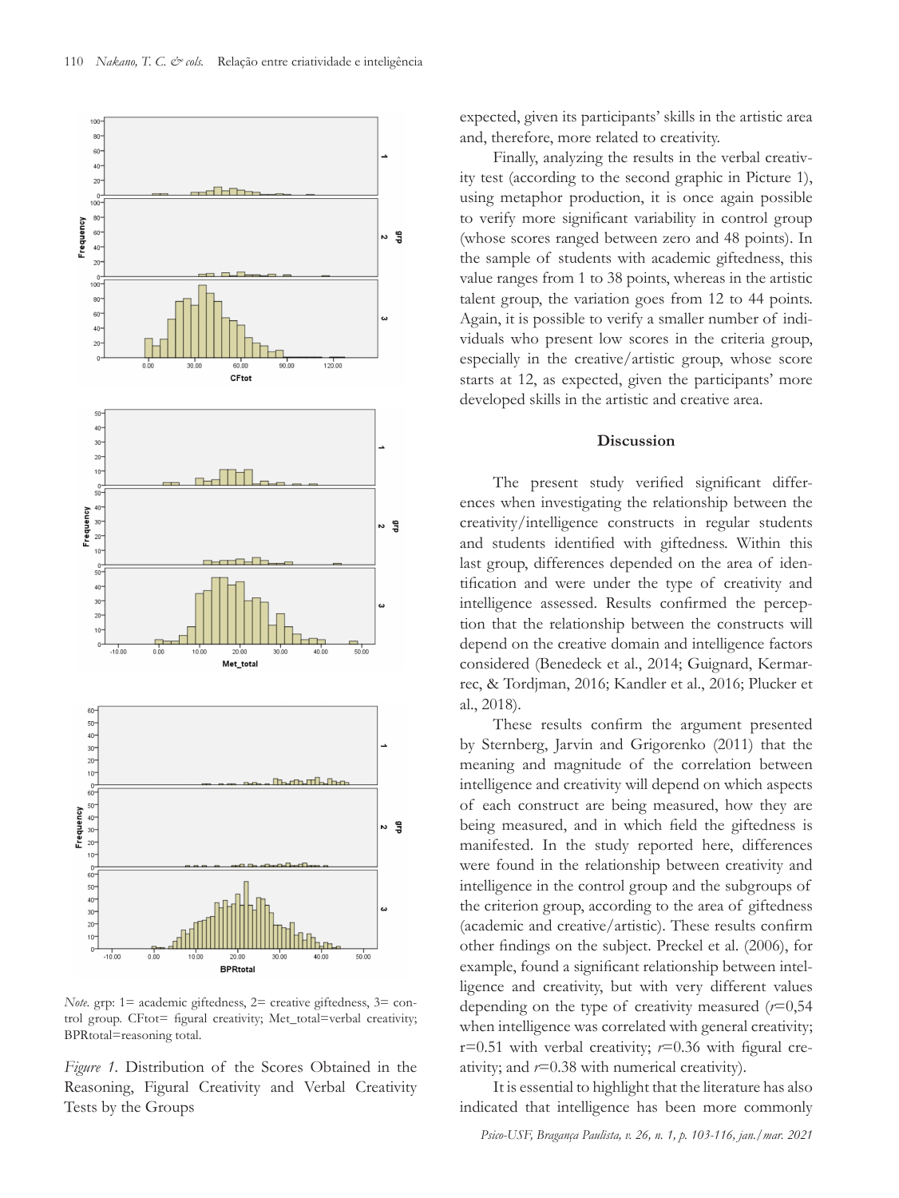*Note.* grp: 1= academic giftedness, 2= creative giftedness, 3= control group. CFtot= figural creativity; Met_total=verbal creativity; BPRtotal=reasoning total.

*Figure 1.* Distribution of the Scores Obtained in the Reasoning, Figural Creativity and Verbal Creativity Tests by the Groups

expected, given its participants' skills in the artistic area and, therefore, more related to creativity.

Finally, analyzing the results in the verbal creativity test (according to the second graphic in Picture 1), using metaphor production, it is once again possible to verify more significant variability in control group (whose scores ranged between zero and 48 points). In the sample of students with academic giftedness, this value ranges from 1 to 38 points, whereas in the artistic talent group, the variation goes from 12 to 44 points. Again, it is possible to verify a smaller number of individuals who present low scores in the criteria group, especially in the creative/artistic group, whose score starts at 12, as expected, given the participants' more developed skills in the artistic and creative area.

## Discussion

The present study verified significant differences when investigating the relationship between the creativity/intelligence constructs in regular students and students identified with giftedness. Within this last group, differences depended on the area of identification and were under the type of creativity and intelligence assessed. Results confirmed the perception that the relationship between the constructs will depend on the creative domain and intelligence factors considered (Benedeck et al., 2014; Guignard, Kermarrec, & Tordjman, 2016; Kandler et al., 2016; Plucker et al., 2018).

These results confirm the argument presented by Sternberg, Jarvin and Grigorenko (2011) that the meaning and magnitude of the correlation between intelligence and creativity will depend on which aspects of each construct are being measured, how they are being measured, and in which field the giftedness is manifested. In the study reported here, differences were found in the relationship between creativity and intelligence in the control group and the subgroups of the criterion group, according to the area of giftedness (academic and creative/artistic). These results confirm other findings on the subject. Preckel et al. (2006), for example, found a significant relationship between intelligence and creativity, but with very different values depending on the type of creativity measured ($r$=0,54 when intelligence was correlated with general creativity; r=0.51 with verbal creativity; $r$=0.36 with figural creativity; and $r$=0.38 with numerical creativity).

It is essential to highlight that the literature has also indicated that intelligence has been more commonly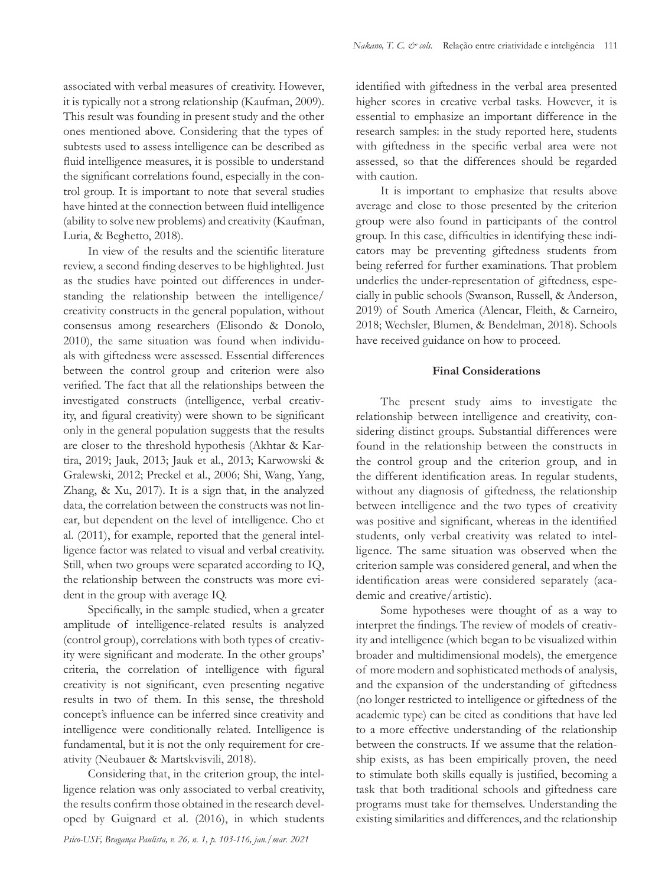associated with verbal measures of creativity. However, it is typically not a strong relationship (Kaufman, 2009). This result was founding in present study and the other ones mentioned above. Considering that the types of subtests used to assess intelligence can be described as fluid intelligence measures, it is possible to understand the significant correlations found, especially in the control group. It is important to note that several studies have hinted at the connection between fluid intelligence (ability to solve new problems) and creativity (Kaufman, Luria, & Beghetto, 2018).

In view of the results and the scientific literature review, a second finding deserves to be highlighted. Just as the studies have pointed out differences in understanding the relationship between the intelligence/creativity constructs in the general population, without consensus among researchers (Elisondo & Donolo, 2010), the same situation was found when individuals with giftedness were assessed. Essential differences between the control group and criterion were also verified. The fact that all the relationships between the investigated constructs (intelligence, verbal creativity, and figural creativity) were shown to be significant only in the general population suggests that the results are closer to the threshold hypothesis (Akhtar & Kartira, 2019; Jauk, 2013; Jauk et al., 2013; Karwowski & Gralewski, 2012; Preckel et al., 2006; Shi, Wang, Yang, Zhang, & Xu, 2017). It is a sign that, in the analyzed data, the correlation between the constructs was not linear, but dependent on the level of intelligence. Cho et al. (2011), for example, reported that the general intelligence factor was related to visual and verbal creativity. Still, when two groups were separated according to IQ, the relationship between the constructs was more evident in the group with average IQ.

Specifically, in the sample studied, when a greater amplitude of intelligence-related results is analyzed (control group), correlations with both types of creativity were significant and moderate. In the other groups' criteria, the correlation of intelligence with figural creativity is not significant, even presenting negative results in two of them. In this sense, the threshold concept's influence can be inferred since creativity and intelligence were conditionally related. Intelligence is fundamental, but it is not the only requirement for creativity (Neubauer & Martskvisvili, 2018).

Considering that, in the criterion group, the intelligence relation was only associated to verbal creativity, the results confirm those obtained in the research developed by Guignard et al. (2016), in which students identified with giftedness in the verbal area presented higher scores in creative verbal tasks. However, it is essential to emphasize an important difference in the research samples: in the study reported here, students with giftedness in the specific verbal area were not assessed, so that the differences should be regarded with caution.

It is important to emphasize that results above average and close to those presented by the criterion group were also found in participants of the control group. In this case, difficulties in identifying these indicators may be preventing giftedness students from being referred for further examinations. That problem underlies the under-representation of giftedness, especially in public schools (Swanson, Russell, & Anderson, 2019) of South America (Alencar, Fleith, & Carneiro, 2018; Wechsler, Blumen, & Bendelman, 2018). Schools have received guidance on how to proceed.

## Final Considerations

The present study aims to investigate the relationship between intelligence and creativity, considering distinct groups. Substantial differences were found in the relationship between the constructs in the control group and the criterion group, and in the different identification areas. In regular students, without any diagnosis of giftedness, the relationship between intelligence and the two types of creativity was positive and significant, whereas in the identified students, only verbal creativity was related to intelligence. The same situation was observed when the criterion sample was considered general, and when the identification areas were considered separately (academic and creative/artistic).

Some hypotheses were thought of as a way to interpret the findings. The review of models of creativity and intelligence (which began to be visualized within broader and multidimensional models), the emergence of more modern and sophisticated methods of analysis, and the expansion of the understanding of giftedness (no longer restricted to intelligence or giftedness of the academic type) can be cited as conditions that have led to a more effective understanding of the relationship between the constructs. If we assume that the relationship exists, as has been empirically proven, the need to stimulate both skills equally is justified, becoming a task that both traditional schools and giftedness care programs must take for themselves. Understanding the existing similarities and differences, and the relationship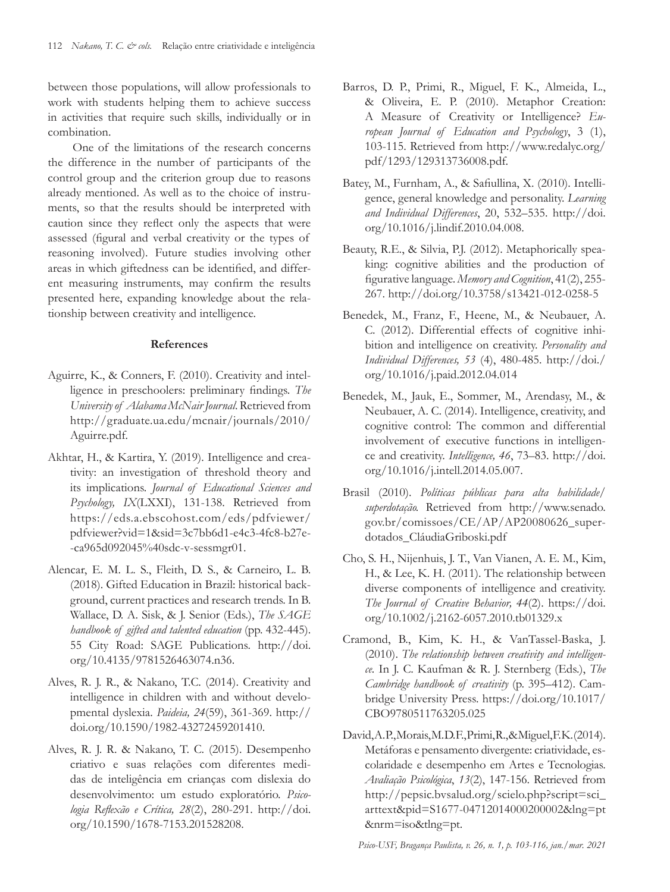between those populations, will allow professionals to work with students helping them to achieve success in activities that require such skills, individually or in combination.

One of the limitations of the research concerns the difference in the number of participants of the control group and the criterion group due to reasons already mentioned. As well as to the choice of instruments, so that the results should be interpreted with caution since they reflect only the aspects that were assessed (figural and verbal creativity or the types of reasoning involved). Future studies involving other areas in which giftedness can be identified, and different measuring instruments, may confirm the results presented here, expanding knowledge about the relationship between creativity and intelligence.

**References**

Aguirre, K., & Conners, F. (2010). Creativity and intelligence in preschoolers: preliminary findings. *The University of Alabama McNair Journal*. Retrieved from http://graduate.ua.edu/mcnair/journals/2010/Aguirre.pdf.

Akhtar, H., & Kartira, Y. (2019). Intelligence and creativity: an investigation of threshold theory and its implications. *Journal of Educational Sciences and Psychology, IX*(LXXI), 131-138. Retrieved from https://eds.a.ebscohost.com/eds/pdfviewer/pdfviewer?vid=1&sid=3c7bb6d1-e4c3-4fc8-b27e--ca965d092045%40sdc-v-sessmgr01.

Alencar, E. M. L. S., Fleith, D. S., & Carneiro, L. B. (2018). Gifted Education in Brazil: historical background, current practices and research trends. In B. Wallace, D. A. Sisk, & J. Senior (Eds.), *The SAGE handbook of gifted and talented education* (pp. 432-445). 55 City Road: SAGE Publications. http://doi.org/10.4135/9781526463074.n36.

Alves, R. J. R., & Nakano, T.C. (2014). Creativity and intelligence in children with and without developmental dyslexia. *Paideia, 24*(59), 361-369. http://doi.org/10.1590/1982-43272459201410.

Alves, R. J. R. & Nakano, T. C. (2015). Desempenho criativo e suas relações com diferentes medidas de inteligência em crianças com dislexia do desenvolvimento: um estudo exploratório. *Psicologia Reflexão e Crítica, 28*(2), 280-291. http://doi.org/10.1590/1678-7153.201528208.

Barros, D. P., Primi, R., Miguel, F. K., Almeida, L., & Oliveira, E. P. (2010). Metaphor Creation: A Measure of Creativity or Intelligence? *European Journal of Education and Psychology*, 3 (1), 103-115. Retrieved from http://www.redalyc.org/pdf/1293/129313736008.pdf.

Batey, M., Furnham, A., & Safiullina, X. (2010). Intelligence, general knowledge and personality. *Learning and Individual Differences*, 20, 532–535. http://doi.org/10.1016/j.lindif.2010.04.008.

Beauty, R.E., & Silvia, P.J. (2012). Metaphorically speaking: cognitive abilities and the production of figurative language. *Memory and Cognition*, 41(2), 255-267. http://doi.org/10.3758/s13421-012-0258-5

Benedek, M., Franz, F., Heene, M., & Neubauer, A. C. (2012). Differential effects of cognitive inhibition and intelligence on creativity. *Personality and Individual Differences, 53* (4), 480-485. http://doi./org/10.1016/j.paid.2012.04.014

Benedek, M., Jauk, E., Sommer, M., Arendasy, M., & Neubauer, A. C. (2014). Intelligence, creativity, and cognitive control: The common and differential involvement of executive functions in intelligence and creativity. *Intelligence, 46*, 73–83. http://doi.org/10.1016/j.intell.2014.05.007.

Brasil (2010). *Políticas públicas para alta habilidade/superdotação.* Retrieved from http://www.senado.gov.br/comissoes/CE/AP/AP20080626_superdotados_CláudiaGriboski.pdf

Cho, S. H., Nijenhuis, J. T., Van Vianen, A. E. M., Kim, H., & Lee, K. H. (2011). The relationship between diverse components of intelligence and creativity. *The Journal of Creative Behavior, 44*(2). https://doi.org/10.1002/j.2162-6057.2010.tb01329.x

Cramond, B., Kim, K. H., & VanTassel-Baska, J. (2010). *The relationship between creativity and intelligence.* In J. C. Kaufman & R. J. Sternberg (Eds.), *The Cambridge handbook of creativity* (p. 395–412). Cambridge University Press. https://doi.org/10.1017/CBO9780511763205.025

David, A.P., Morais, M.D.F., Primi, R., & Miguel, F.K. (2014). Metáforas e pensamento divergente: criatividade, escolaridade e desempenho em Artes e Tecnologias. *Avaliação Psicológica*, *13*(2), 147-156. Retrieved from http://pepsic.bvsalud.org/scielo.php?script=sci_arttext&pid=S1677-04712014000200002&lng=pt&nrm=iso&tlng=pt.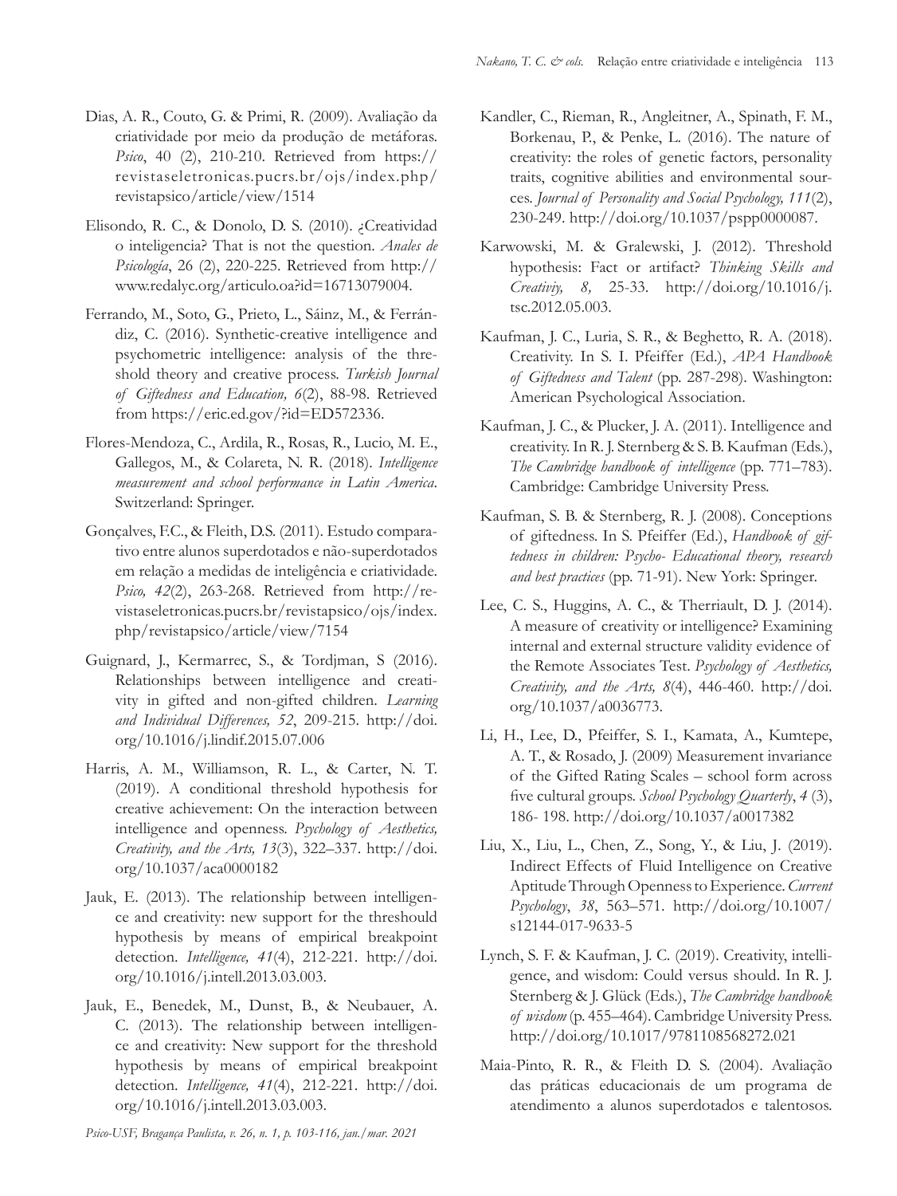Dias, A. R., Couto, G. & Primi, R. (2009). Avaliação da criatividade por meio da produção de metáforas. *Psico*, 40 (2), 210-210. Retrieved from https://revistaseletronicas.pucrs.br/ojs/index.php/revistapsico/article/view/1514

Elisondo, R. C., & Donolo, D. S. (2010). ¿Creatividad o inteligencia? That is not the question. *Anales de Psicología*, 26 (2), 220-225. Retrieved from http://www.redalyc.org/articulo.oa?id=16713079004.

Ferrando, M., Soto, G., Prieto, L., Sáinz, M., & Ferrándiz, C. (2016). Synthetic-creative intelligence and psychometric intelligence: analysis of the threshold theory and creative process. *Turkish Journal of Giftedness and Education, 6*(2), 88-98. Retrieved from https://eric.ed.gov/?id=ED572336.

Flores-Mendoza, C., Ardila, R., Rosas, R., Lucio, M. E., Gallegos, M., & Colareta, N. R. (2018). *Intelligence measurement and school performance in Latin America*. Switzerland: Springer.

Gonçalves, F.C., & Fleith, D.S. (2011). Estudo comparativo entre alunos superdotados e não-superdotados em relação a medidas de inteligência e criatividade. *Psico, 42*(2), 263-268. Retrieved from http://revistaseletronicas.pucrs.br/revistapsico/ojs/index.php/revistapsico/article/view/7154

Guignard, J., Kermarrec, S., & Tordjman, S (2016). Relationships between intelligence and creativity in gifted and non-gifted children. *Learning and Individual Differences, 52*, 209-215. http://doi.org/10.1016/j.lindif.2015.07.006

Harris, A. M., Williamson, R. L., & Carter, N. T. (2019). A conditional threshold hypothesis for creative achievement: On the interaction between intelligence and openness. *Psychology of Aesthetics, Creativity, and the Arts, 13*(3), 322–337. http://doi.org/10.1037/aca0000182

Jauk, E. (2013). The relationship between intelligence and creativity: new support for the threshould hypothesis by means of empirical breakpoint detection. *Intelligence, 41*(4), 212-221. http://doi.org/10.1016/j.intell.2013.03.003.

Jauk, E., Benedek, M., Dunst, B., & Neubauer, A. C. (2013). The relationship between intelligence and creativity: New support for the threshold hypothesis by means of empirical breakpoint detection. *Intelligence, 41*(4), 212-221. http://doi.org/10.1016/j.intell.2013.03.003.

Kandler, C., Rieman, R., Angleitner, A., Spinath, F. M., Borkenau, P., & Penke, L. (2016). The nature of creativity: the roles of genetic factors, personality traits, cognitive abilities and environmental sources. *Journal of Personality and Social Psychology, 111*(2), 230-249. http://doi.org/10.1037/pspp0000087.

Karwowski, M. & Gralewski, J. (2012). Threshold hypothesis: Fact or artifact? *Thinking Skills and Creativiy, 8,* 25-33. http://doi.org/10.1016/j.tsc.2012.05.003.

Kaufman, J. C., Luria, S. R., & Beghetto, R. A. (2018). Creativity. In S. I. Pfeiffer (Ed.), *APA Handbook of Giftedness and Talent* (pp. 287-298). Washington: American Psychological Association.

Kaufman, J. C., & Plucker, J. A. (2011). Intelligence and creativity. In R. J. Sternberg & S. B. Kaufman (Eds.), *The Cambridge handbook of intelligence* (pp. 771–783). Cambridge: Cambridge University Press.

Kaufman, S. B. & Sternberg, R. J. (2008). Conceptions of giftedness. In S. Pfeiffer (Ed.), *Handbook of giftedness in children: Psycho- Educational theory, research and best practices* (pp. 71-91). New York: Springer.

Lee, C. S., Huggins, A. C., & Therriault, D. J. (2014). A measure of creativity or intelligence? Examining internal and external structure validity evidence of the Remote Associates Test. *Psychology of Aesthetics, Creativity, and the Arts, 8*(4), 446-460. http://doi.org/10.1037/a0036773.

Li, H., Lee, D., Pfeiffer, S. I., Kamata, A., Kumtepe, A. T., & Rosado, J. (2009) Measurement invariance of the Gifted Rating Scales – school form across five cultural groups. *School Psychology Quarterly*, *4* (3), 186- 198. http://doi.org/10.1037/a0017382

Liu, X., Liu, L., Chen, Z., Song, Y., & Liu, J. (2019). Indirect Effects of Fluid Intelligence on Creative Aptitude Through Openness to Experience. *Current Psychology*, *38*, 563–571. http://doi.org/10.1007/s12144-017-9633-5

Lynch, S. F. & Kaufman, J. C. (2019). Creativity, intelligence, and wisdom: Could versus should. In R. J. Sternberg & J. Glück (Eds.), *The Cambridge handbook of wisdom* (p. 455–464). Cambridge University Press. http://doi.org/10.1017/9781108568272.021

Maia-Pinto, R. R., & Fleith D. S. (2004). Avaliação das práticas educacionais de um programa de atendimento a alunos superdotados e talentosos.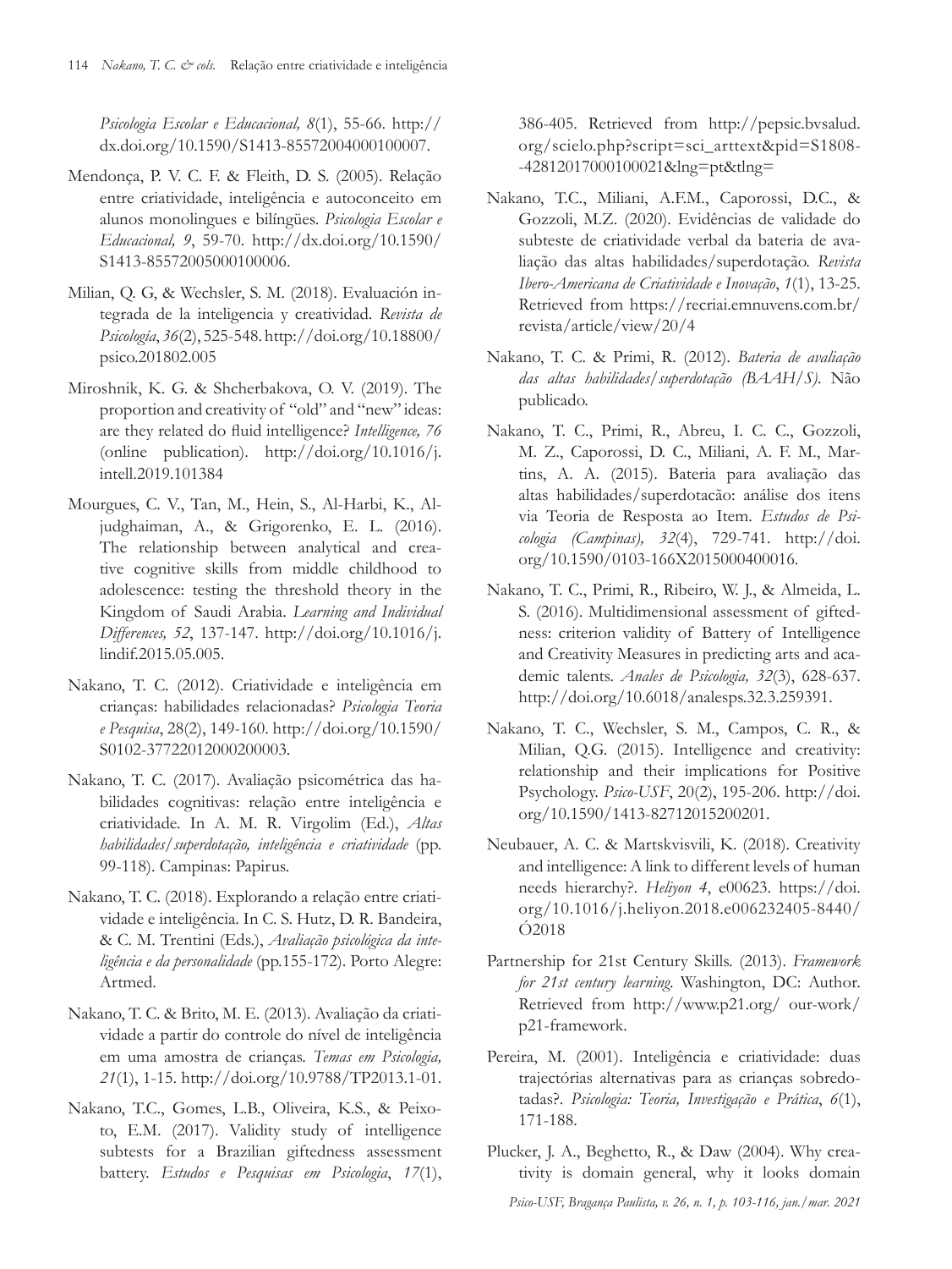*Psicologia Escolar e Educacional, 8*(1), 55-66. http://dx.doi.org/10.1590/S1413-85572004000100007.

Mendonça, P. V. C. F. & Fleith, D. S. (2005). Relação entre criatividade, inteligência e autoconceito em alunos monolíngues e bilíngües. *Psicologia Escolar e Educacional, 9*, 59-70. http://dx.doi.org/10.1590/S1413-85572005000100006.

Milian, Q. G, & Wechsler, S. M. (2018). Evaluación integrada de la inteligencia y creatividad. *Revista de Psicología*, *36*(2), 525-548. http://doi.org/10.18800/psico.201802.005

Miroshnik, K. G. & Shcherbakova, O. V. (2019). The proportion and creativity of "old" and "new" ideas: are they related do fluid intelligence? *Intelligence, 76* (online publication). http://doi.org/10.1016/j.intell.2019.101384

Mourgues, C. V., Tan, M., Hein, S., Al-Harbi, K., Aljudghaiman, A., & Grigorenko, E. L. (2016). The relationship between analytical and creative cognitive skills from middle childhood to adolescence: testing the threshold theory in the Kingdom of Saudi Arabia. *Learning and Individual Differences, 52*, 137-147. http://doi.org/10.1016/j.lindif.2015.05.005.

Nakano, T. C. (2012). Criatividade e inteligência em crianças: habilidades relacionadas? *Psicologia Teoria e Pesquisa*, 28(2), 149-160. http://doi.org/10.1590/S0102-37722012000200003.

Nakano, T. C. (2017). Avaliação psicométrica das habilidades cognitivas: relação entre inteligência e criatividade. In A. M. R. Virgolim (Ed.), *Altas habilidades/superdotação, inteligência e criatividade* (pp. 99-118). Campinas: Papirus.

Nakano, T. C. (2018). Explorando a relação entre criatividade e inteligência. In C. S. Hutz, D. R. Bandeira, & C. M. Trentini (Eds.), *Avaliação psicológica da inteligência e da personalidade* (pp.155-172). Porto Alegre: Artmed.

Nakano, T. C. & Brito, M. E. (2013). Avaliação da criatividade a partir do controle do nível de inteligência em uma amostra de crianças. *Temas em Psicologia, 21*(1), 1-15. http://doi.org/10.9788/TP2013.1-01.

Nakano, T.C., Gomes, L.B., Oliveira, K.S., & Peixoto, E.M. (2017). Validity study of intelligence subtests for a Brazilian giftedness assessment battery. *Estudos e Pesquisas em Psicologia*, *17*(1), 386-405. Retrieved from http://pepsic.bvsalud.org/scielo.php?script=sci_arttext&pid=S1808-42812017000100021&lng=pt&tlng=

Nakano, T.C., Miliani, A.F.M., Caporossi, D.C., & Gozzoli, M.Z. (2020). Evidências de validade do subteste de criatividade verbal da bateria de avaliação das altas habilidades/superdotação. *Revista Ibero-Americana de Criatividade e Inovação*, *1*(1), 13-25. Retrieved from https://recriai.emnuvens.com.br/revista/article/view/20/4

Nakano, T. C. & Primi, R. (2012). *Bateria de avaliação das altas habilidades/superdotação (BAAH/S)*. Não publicado.

Nakano, T. C., Primi, R., Abreu, I. C. C., Gozzoli, M. Z., Caporossi, D. C., Miliani, A. F. M., Martins, A. A. (2015). Bateria para avaliação das altas habilidades/superdotacão: análise dos itens via Teoria de Resposta ao Item. *Estudos de Psicologia (Campinas), 32*(4), 729-741. http://doi.org/10.1590/0103-166X2015000400016.

Nakano, T. C., Primi, R., Ribeiro, W. J., & Almeida, L. S. (2016). Multidimensional assessment of giftedness: criterion validity of Battery of Intelligence and Creativity Measures in predicting arts and academic talents. *Anales de Psicologia, 32*(3), 628-637. http://doi.org/10.6018/analesps.32.3.259391.

Nakano, T. C., Wechsler, S. M., Campos, C. R., & Milian, Q.G. (2015). Intelligence and creativity: relationship and their implications for Positive Psychology. *Psico-USF*, 20(2), 195-206. http://doi.org/10.1590/1413-82712015200201.

Neubauer, A. C. & Martskvisvili, K. (2018). Creativity and intelligence: A link to different levels of human needs hierarchy?. *Heliyon 4*, e00623. https://doi.org/10.1016/j.heliyon.2018.e006232405-8440/Ó2018

Partnership for 21st Century Skills. (2013). *Framework for 21st century learning*. Washington, DC: Author. Retrieved from http://www.p21.org/ our-work/p21-framework.

Pereira, M. (2001). Inteligência e criatividade: duas trajectórias alternativas para as crianças sobredotadas?. *Psicologia: Teoria, Investigação e Prática*, *6*(1), 171-188.

Plucker, J. A., Beghetto, R., & Daw (2004). Why creativity is domain general, why it looks domain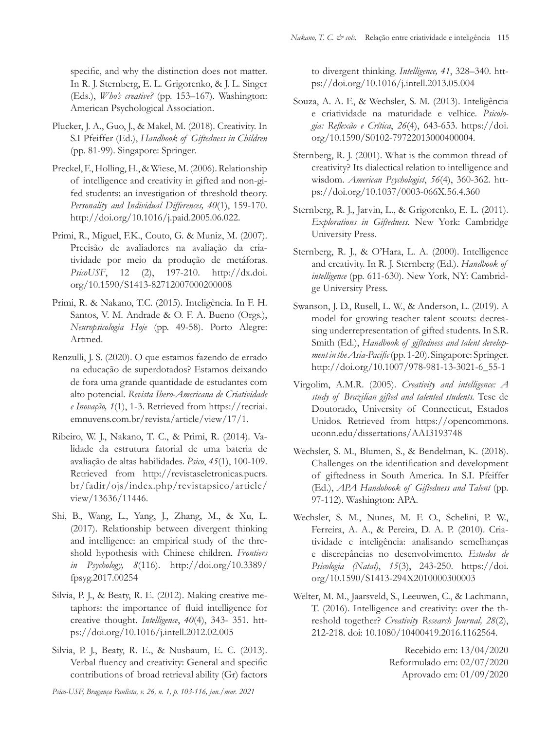specific, and why the distinction does not matter. In R. J. Sternberg, E. L. Grigorenko, & J. L. Singer (Eds.), *Who's creative?* (pp. 153–167). Washington: American Psychological Association.

Plucker, J. A., Guo, J., & Makel, M. (2018). Creativity. In S.I Pfeiffer (Ed.), *Handbook of Giftedness in Children* (pp. 81-99). Singapore: Springer.

Preckel, F., Holling, H., & Wiese, M. (2006). Relationship of intelligence and creativity in gifted and non-gifed students: an investigation of threshold theory. *Personality and Individual Differences, 40*(1), 159-170. http://doi.org/10.1016/j.paid.2005.06.022.

Primi, R., Miguel, F.K., Couto, G. & Muniz, M. (2007). Precisão de avaliadores na avaliação da criatividade por meio da produção de metáforas. *PsicoUSF*, 12 (2), 197-210. http://dx.doi.org/10.1590/S1413-82712007000200008

Primi, R. & Nakano, T.C. (2015). Inteligência. In F. H. Santos, V. M. Andrade & O. F. A. Bueno (Orgs.), *Neuropsicologia Hoje* (pp. 49-58). Porto Alegre: Artmed.

Renzulli, J. S. (2020). O que estamos fazendo de errado na educação de superdotados? Estamos deixando de fora uma grande quantidade de estudantes com alto potencial. *Revista Ibero-Americana de Criatividade e Inovação, 1*(1), 1-3. Retrieved from https://recriai.emnuvens.com.br/revista/article/view/17/1.

Ribeiro, W. J., Nakano, T. C., & Primi, R. (2014). Validade da estrutura fatorial de uma bateria de avaliação de altas habilidades. *Psico*, *45*(1), 100-109. Retrieved from http://revistaseletronicas.pucrs.br/fadir/ojs/index.php/revistapsico/article/view/13636/11446.

Shi, B., Wang, L., Yang, J., Zhang, M., & Xu, L. (2017). Relationship between divergent thinking and intelligence: an empirical study of the threshold hypothesis with Chinese children. *Frontiers in Psychology, 8*(116). http://doi.org/10.3389/fpsyg.2017.00254

Silvia, P. J., & Beaty, R. E. (2012). Making creative metaphors: the importance of fluid intelligence for creative thought. *Intelligence*, *40*(4), 343- 351. https://doi.org/10.1016/j.intell.2012.02.005

Silvia, P. J., Beaty, R. E., & Nusbaum, E. C. (2013). Verbal fluency and creativity: General and specific contributions of broad retrieval ability (Gr) factors to divergent thinking. *Intelligence, 41*, 328–340. https://doi.org/10.1016/j.intell.2013.05.004

Souza, A. A. F., & Wechsler, S. M. (2013). Inteligência e criatividade na maturidade e velhice. *Psicologia: Reflexão e Crítica*, *26*(4), 643-653. https://doi.org/10.1590/S0102-79722013000400004.

Sternberg, R. J. (2001). What is the common thread of creativity? Its dialectical relation to intelligence and wisdom. *American Psychologist*, *56*(4), 360-362. https://doi.org/10.1037/0003-066X.56.4.360

Sternberg, R. J., Jarvin, L., & Grigorenko, E. L. (2011). *Explorations in Giftedness.* New York: Cambridge University Press.

Sternberg, R. J., & O'Hara, L. A. (2000). Intelligence and creativity. In R. J. Sternberg (Ed.). *Handbook of intelligence* (pp. 611-630). New York, NY: Cambridge University Press.

Swanson, J. D., Rusell, L. W., & Anderson, L. (2019). A model for growing teacher talent scouts: decreasing underrepresentation of gifted students. In S.R. Smith (Ed.), *Handbook of giftedness and talent development in the Asia-Pacific* (pp. 1-20). Singapore: Springer. http://doi.org/10.1007/978-981-13-3021-6_55-1

Virgolim, A.M.R. (2005). *Creativity and intelligence: A study of Brazilian gifted and talented students.* Tese de Doutorado, University of Connecticut, Estados Unidos. Retrieved from https://opencommons.uconn.edu/dissertations/AAI3193748

Wechsler, S. M., Blumen, S., & Bendelman, K. (2018). Challenges on the identification and development of giftedness in South America. In S.I. Pfeiffer (Ed.), *APA Handobook of Giftedness and Talent* (pp. 97-112). Washington: APA.

Wechsler, S. M., Nunes, M. F. O., Schelini, P. W., Ferreira, A. A., & Pereira, D. A. P. (2010). Criatividade e inteligência: analisando semelhanças e discrepâncias no desenvolvimento. *Estudos de Psicologia (Natal)*, *15*(3), 243-250. https://doi.org/10.1590/S1413-294X2010000300003

Welter, M. M., Jaarsveld, S., Leeuwen, C., & Lachmann, T. (2016). Intelligence and creativity: over the threshold together? *Creativity Research Journal, 28*(2), 212-218. doi: 10.1080/10400419.2016.1162564.

Recebido em: 13/04/2020
Reformulado em: 02/07/2020
Aprovado em: 01/09/2020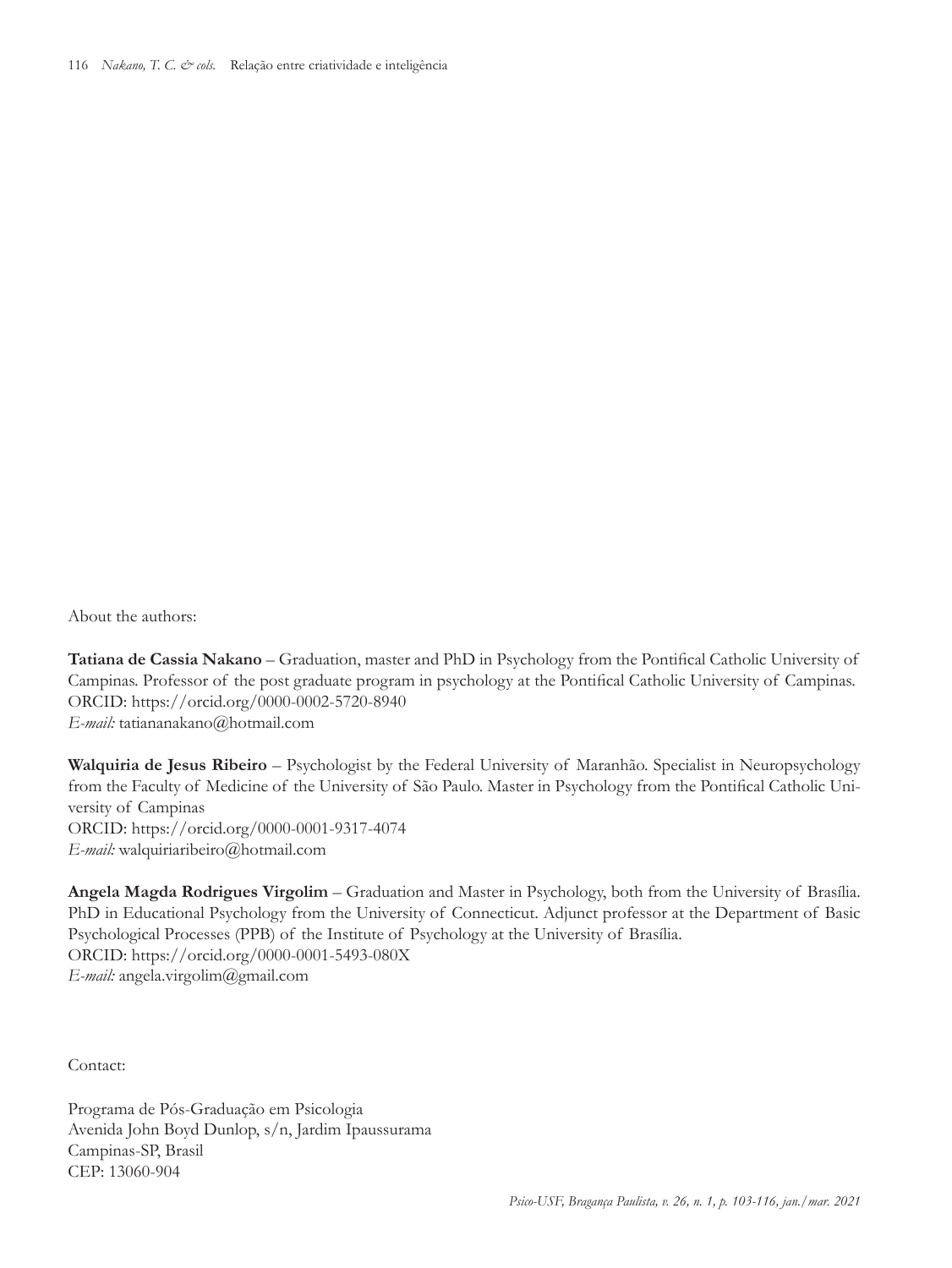About the authors:

**Tatiana de Cassia Nakano** – Graduation, master and PhD in Psychology from the Pontifical Catholic University of Campinas. Professor of the post graduate program in psychology at the Pontifical Catholic University of Campinas.
ORCID: https://orcid.org/0000-0002-5720-8940
*E-mail:* tatiananakano@hotmail.com

**Walquiria de Jesus Ribeiro** – Psychologist by the Federal University of Maranhão. Specialist in Neuropsychology from the Faculty of Medicine of the University of São Paulo. Master in Psychology from the Pontifical Catholic University of Campinas
ORCID: https://orcid.org/0000-0001-9317-4074
*E-mail:* walquiriaribeiro@hotmail.com

**Angela Magda Rodrigues Virgolim** – Graduation and Master in Psychology, both from the University of Brasília. PhD in Educational Psychology from the University of Connecticut. Adjunct professor at the Department of Basic Psychological Processes (PPB) of the Institute of Psychology at the University of Brasília.
ORCID: https://orcid.org/0000-0001-5493-080X
*E-mail:* angela.virgolim@gmail.com

Contact:

Programa de Pós-Graduação em Psicologia
Avenida John Boyd Dunlop, s/n, Jardim Ipaussurama
Campinas-SP, Brasil
CEP: 13060-904